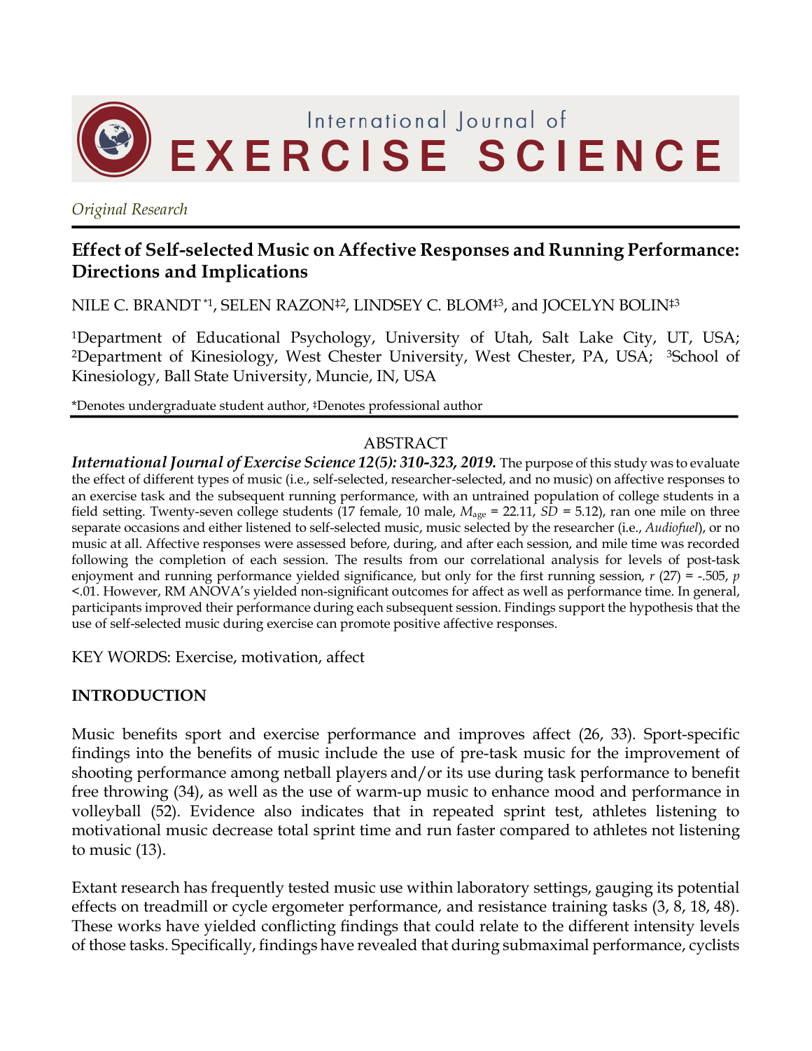# International Journal of EXERCISE SCIENCE

*Original Research*

## Effect of Self-selected Music on Affective Responses and Running Performance: Directions and Implications

NILE C. BRANDT*[1], SELEN RAZON‡[2], LINDSEY C. BLOM‡[3], and JOCELYN BOLIN‡[3]

[1]Department of Educational Psychology, University of Utah, Salt Lake City, UT, USA; [2]Department of Kinesiology, West Chester University, West Chester, PA, USA; [3]School of Kinesiology, Ball State University, Muncie, IN, USA

*Denotes undergraduate student author, ‡Denotes professional author

### ABSTRACT

***International Journal of Exercise Science 12(5): 310-323, 2019.*** The purpose of this study was to evaluate the effect of different types of music (i.e., self-selected, researcher-selected, and no music) on affective responses to an exercise task and the subsequent running performance, with an untrained population of college students in a field setting. Twenty-seven college students (17 female, 10 male, $M_{age}$ = 22.11, *SD* = 5.12), ran one mile on three separate occasions and either listened to self-selected music, music selected by the researcher (i.e., *Audiofuel*), or no music at all. Affective responses were assessed before, during, and after each session, and mile time was recorded following the completion of each session. The results from our correlational analysis for levels of post-task enjoyment and running performance yielded significance, but only for the first running session, $r$ (27) = -.505, $p$ <.01. However, RM ANOVA's yielded non-significant outcomes for affect as well as performance time. In general, participants improved their performance during each subsequent session. Findings support the hypothesis that the use of self-selected music during exercise can promote positive affective responses.

KEY WORDS: Exercise, motivation, affect

### INTRODUCTION

Music benefits sport and exercise performance and improves affect (26, 33). Sport-specific findings into the benefits of music include the use of pre-task music for the improvement of shooting performance among netball players and/or its use during task performance to benefit free throwing (34), as well as the use of warm-up music to enhance mood and performance in volleyball (52). Evidence also indicates that in repeated sprint test, athletes listening to motivational music decrease total sprint time and run faster compared to athletes not listening to music (13).

Extant research has frequently tested music use within laboratory settings, gauging its potential effects on treadmill or cycle ergometer performance, and resistance training tasks (3, 8, 18, 48). These works have yielded conflicting findings that could relate to the different intensity levels of those tasks. Specifically, findings have revealed that during submaximal performance, cyclists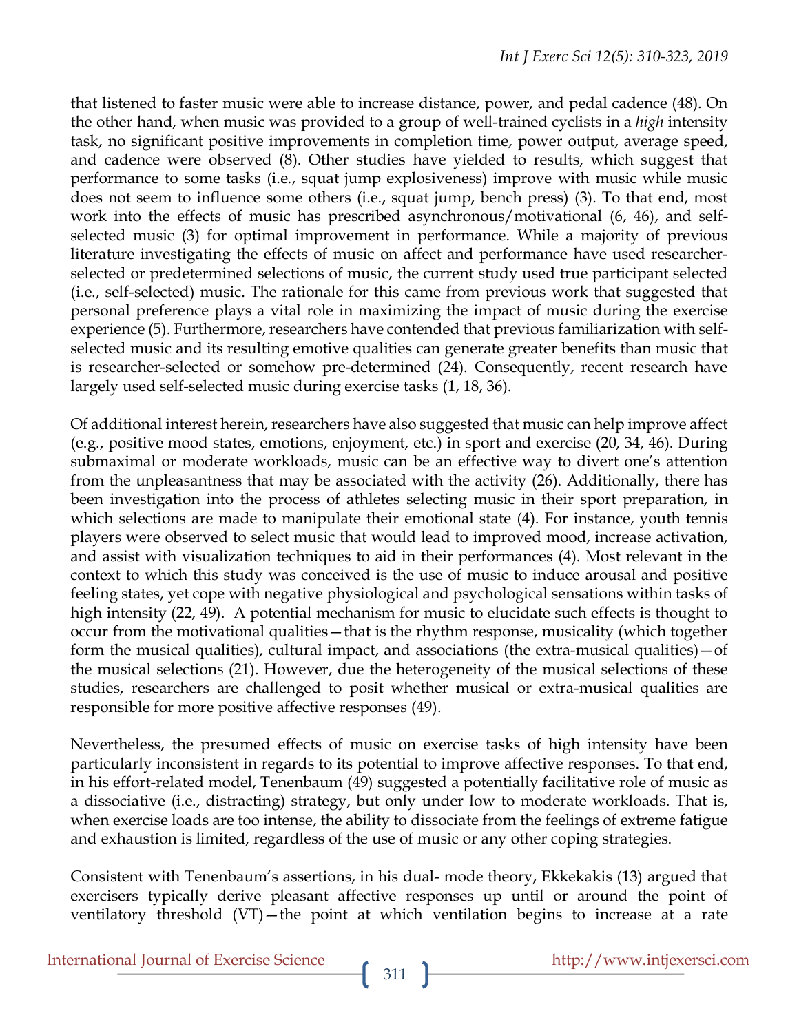that listened to faster music were able to increase distance, power, and pedal cadence (48). On the other hand, when music was provided to a group of well-trained cyclists in a *high* intensity task, no significant positive improvements in completion time, power output, average speed, and cadence were observed (8). Other studies have yielded to results, which suggest that performance to some tasks (i.e., squat jump explosiveness) improve with music while music does not seem to influence some others (i.e., squat jump, bench press) (3). To that end, most work into the effects of music has prescribed asynchronous/motivational (6, 46), and self-selected music (3) for optimal improvement in performance. While a majority of previous literature investigating the effects of music on affect and performance have used researcher-selected or predetermined selections of music, the current study used true participant selected (i.e., self-selected) music. The rationale for this came from previous work that suggested that personal preference plays a vital role in maximizing the impact of music during the exercise experience (5). Furthermore, researchers have contended that previous familiarization with self-selected music and its resulting emotive qualities can generate greater benefits than music that is researcher-selected or somehow pre-determined (24). Consequently, recent research have largely used self-selected music during exercise tasks (1, 18, 36).

Of additional interest herein, researchers have also suggested that music can help improve affect (e.g., positive mood states, emotions, enjoyment, etc.) in sport and exercise (20, 34, 46). During submaximal or moderate workloads, music can be an effective way to divert one's attention from the unpleasantness that may be associated with the activity (26). Additionally, there has been investigation into the process of athletes selecting music in their sport preparation, in which selections are made to manipulate their emotional state (4). For instance, youth tennis players were observed to select music that would lead to improved mood, increase activation, and assist with visualization techniques to aid in their performances (4). Most relevant in the context to which this study was conceived is the use of music to induce arousal and positive feeling states, yet cope with negative physiological and psychological sensations within tasks of high intensity (22, 49). A potential mechanism for music to elucidate such effects is thought to occur from the motivational qualities—that is the rhythm response, musicality (which together form the musical qualities), cultural impact, and associations (the extra-musical qualities)—of the musical selections (21). However, due the heterogeneity of the musical selections of these studies, researchers are challenged to posit whether musical or extra-musical qualities are responsible for more positive affective responses (49).

Nevertheless, the presumed effects of music on exercise tasks of high intensity have been particularly inconsistent in regards to its potential to improve affective responses. To that end, in his effort-related model, Tenenbaum (49) suggested a potentially facilitative role of music as a dissociative (i.e., distracting) strategy, but only under low to moderate workloads. That is, when exercise loads are too intense, the ability to dissociate from the feelings of extreme fatigue and exhaustion is limited, regardless of the use of music or any other coping strategies.

Consistent with Tenenbaum's assertions, in his dual- mode theory, Ekkekakis (13) argued that exercisers typically derive pleasant affective responses up until or around the point of ventilatory threshold (VT)—the point at which ventilation begins to increase at a rate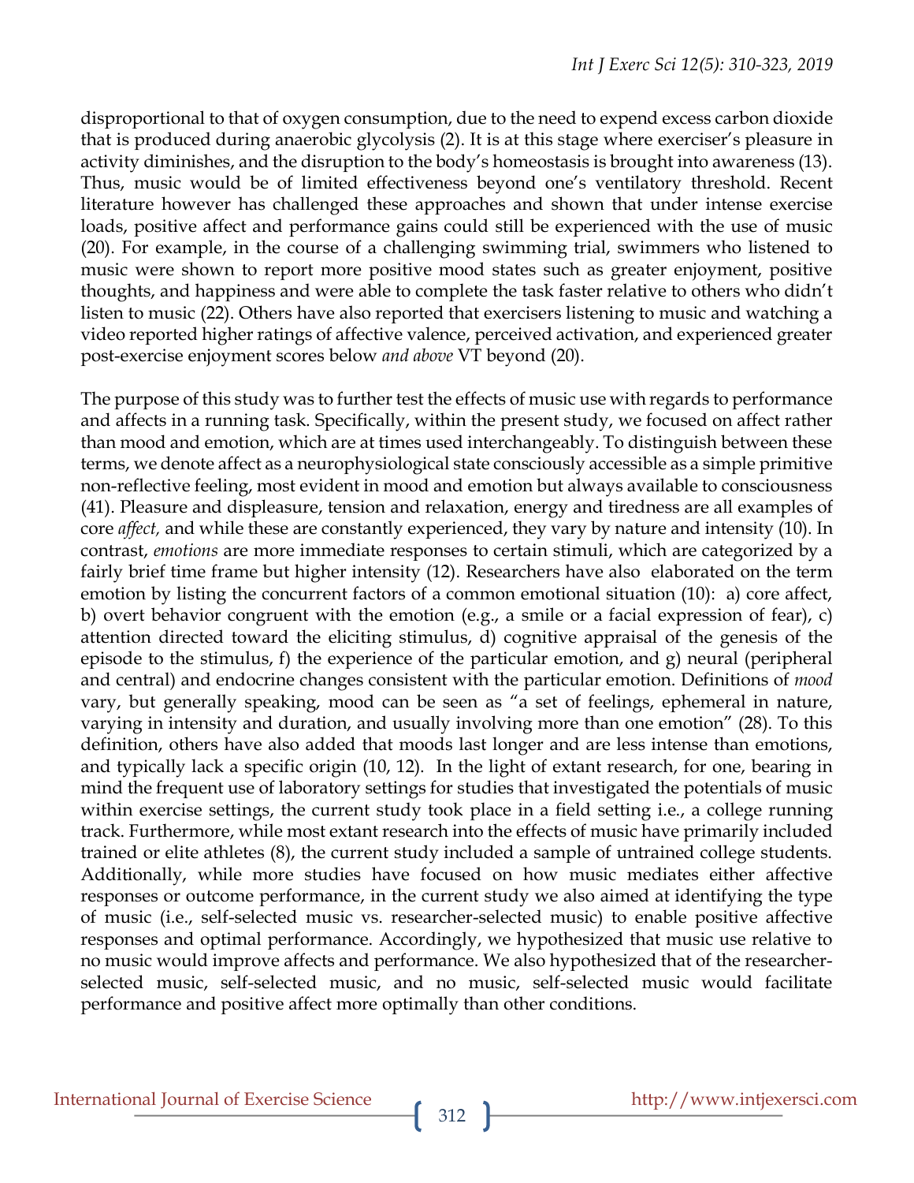disproportional to that of oxygen consumption, due to the need to expend excess carbon dioxide that is produced during anaerobic glycolysis (2). It is at this stage where exerciser's pleasure in activity diminishes, and the disruption to the body's homeostasis is brought into awareness (13). Thus, music would be of limited effectiveness beyond one's ventilatory threshold. Recent literature however has challenged these approaches and shown that under intense exercise loads, positive affect and performance gains could still be experienced with the use of music (20). For example, in the course of a challenging swimming trial, swimmers who listened to music were shown to report more positive mood states such as greater enjoyment, positive thoughts, and happiness and were able to complete the task faster relative to others who didn't listen to music (22). Others have also reported that exercisers listening to music and watching a video reported higher ratings of affective valence, perceived activation, and experienced greater post-exercise enjoyment scores below *and above* VT beyond (20).

The purpose of this study was to further test the effects of music use with regards to performance and affects in a running task. Specifically, within the present study, we focused on affect rather than mood and emotion, which are at times used interchangeably. To distinguish between these terms, we denote affect as a neurophysiological state consciously accessible as a simple primitive non-reflective feeling, most evident in mood and emotion but always available to consciousness (41). Pleasure and displeasure, tension and relaxation, energy and tiredness are all examples of core *affect,* and while these are constantly experienced, they vary by nature and intensity (10). In contrast, *emotions* are more immediate responses to certain stimuli, which are categorized by a fairly brief time frame but higher intensity (12). Researchers have also elaborated on the term emotion by listing the concurrent factors of a common emotional situation (10): a) core affect, b) overt behavior congruent with the emotion (e.g., a smile or a facial expression of fear), c) attention directed toward the eliciting stimulus, d) cognitive appraisal of the genesis of the episode to the stimulus, f) the experience of the particular emotion, and g) neural (peripheral and central) and endocrine changes consistent with the particular emotion. Definitions of *mood* vary, but generally speaking, mood can be seen as "a set of feelings, ephemeral in nature, varying in intensity and duration, and usually involving more than one emotion" (28). To this definition, others have also added that moods last longer and are less intense than emotions, and typically lack a specific origin (10, 12). In the light of extant research, for one, bearing in mind the frequent use of laboratory settings for studies that investigated the potentials of music within exercise settings, the current study took place in a field setting i.e., a college running track. Furthermore, while most extant research into the effects of music have primarily included trained or elite athletes (8), the current study included a sample of untrained college students. Additionally, while more studies have focused on how music mediates either affective responses or outcome performance, in the current study we also aimed at identifying the type of music (i.e., self-selected music vs. researcher-selected music) to enable positive affective responses and optimal performance. Accordingly, we hypothesized that music use relative to no music would improve affects and performance. We also hypothesized that of the researcher-selected music, self-selected music, and no music, self-selected music would facilitate performance and positive affect more optimally than other conditions.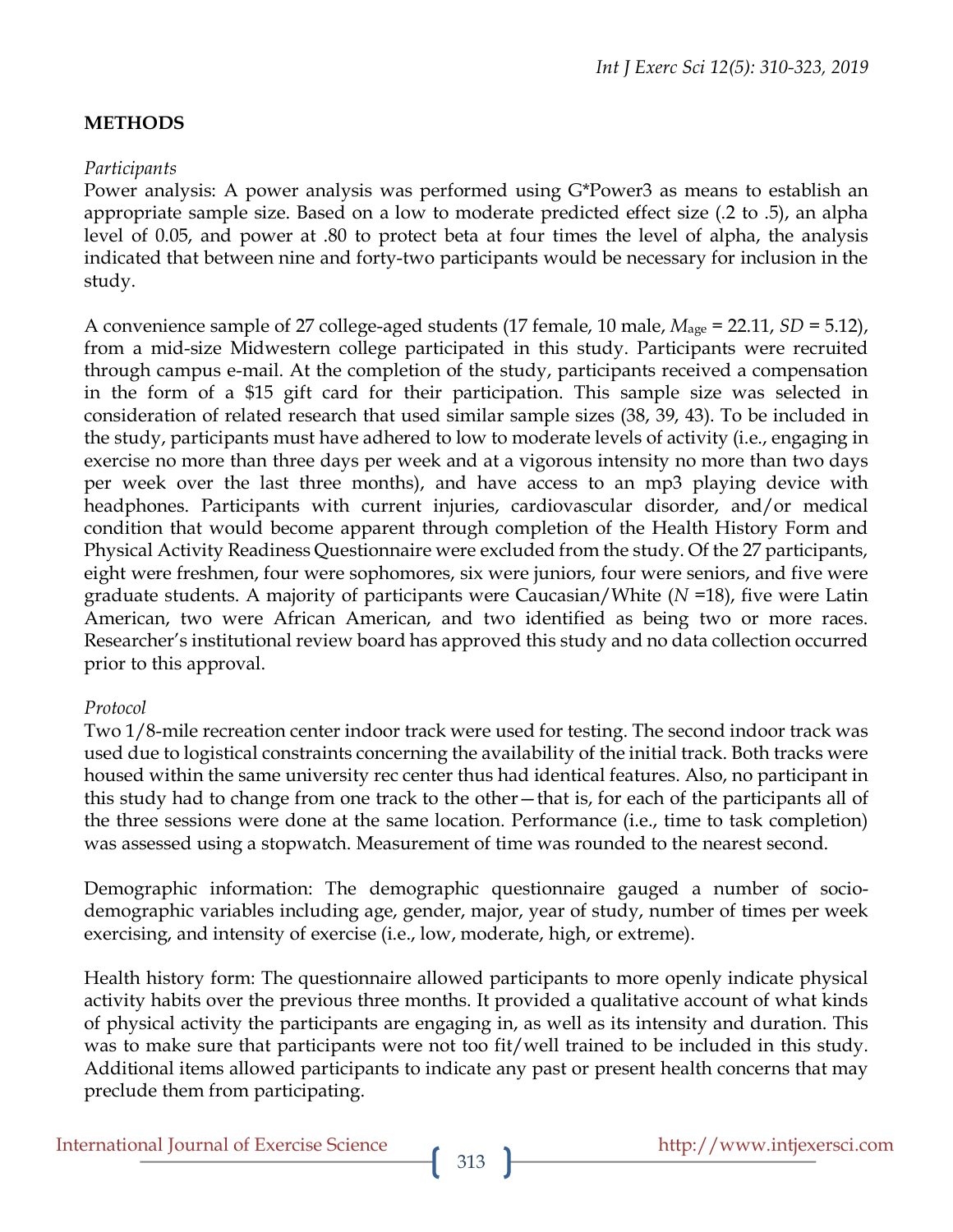## METHODS

*Participants*

Power analysis: A power analysis was performed using G*Power3 as means to establish an appropriate sample size. Based on a low to moderate predicted effect size (.2 to .5), an alpha level of 0.05, and power at .80 to protect beta at four times the level of alpha, the analysis indicated that between nine and forty-two participants would be necessary for inclusion in the study.

A convenience sample of 27 college-aged students (17 female, 10 male, $M_{age}$ = 22.11, *SD* = 5.12), from a mid-size Midwestern college participated in this study. Participants were recruited through campus e-mail. At the completion of the study, participants received a compensation in the form of a $15 gift card for their participation. This sample size was selected in consideration of related research that used similar sample sizes (38, 39, 43). To be included in the study, participants must have adhered to low to moderate levels of activity (i.e., engaging in exercise no more than three days per week and at a vigorous intensity no more than two days per week over the last three months), and have access to an mp3 playing device with headphones. Participants with current injuries, cardiovascular disorder, and/or medical condition that would become apparent through completion of the Health History Form and Physical Activity Readiness Questionnaire were excluded from the study. Of the 27 participants, eight were freshmen, four were sophomores, six were juniors, four were seniors, and five were graduate students. A majority of participants were Caucasian/White (*N* =18), five were Latin American, two were African American, and two identified as being two or more races. Researcher's institutional review board has approved this study and no data collection occurred prior to this approval.

*Protocol*

Two 1/8-mile recreation center indoor track were used for testing. The second indoor track was used due to logistical constraints concerning the availability of the initial track. Both tracks were housed within the same university rec center thus had identical features. Also, no participant in this study had to change from one track to the other—that is, for each of the participants all of the three sessions were done at the same location. Performance (i.e., time to task completion) was assessed using a stopwatch. Measurement of time was rounded to the nearest second.

Demographic information: The demographic questionnaire gauged a number of socio-demographic variables including age, gender, major, year of study, number of times per week exercising, and intensity of exercise (i.e., low, moderate, high, or extreme).

Health history form: The questionnaire allowed participants to more openly indicate physical activity habits over the previous three months. It provided a qualitative account of what kinds of physical activity the participants are engaging in, as well as its intensity and duration. This was to make sure that participants were not too fit/well trained to be included in this study. Additional items allowed participants to indicate any past or present health concerns that may preclude them from participating.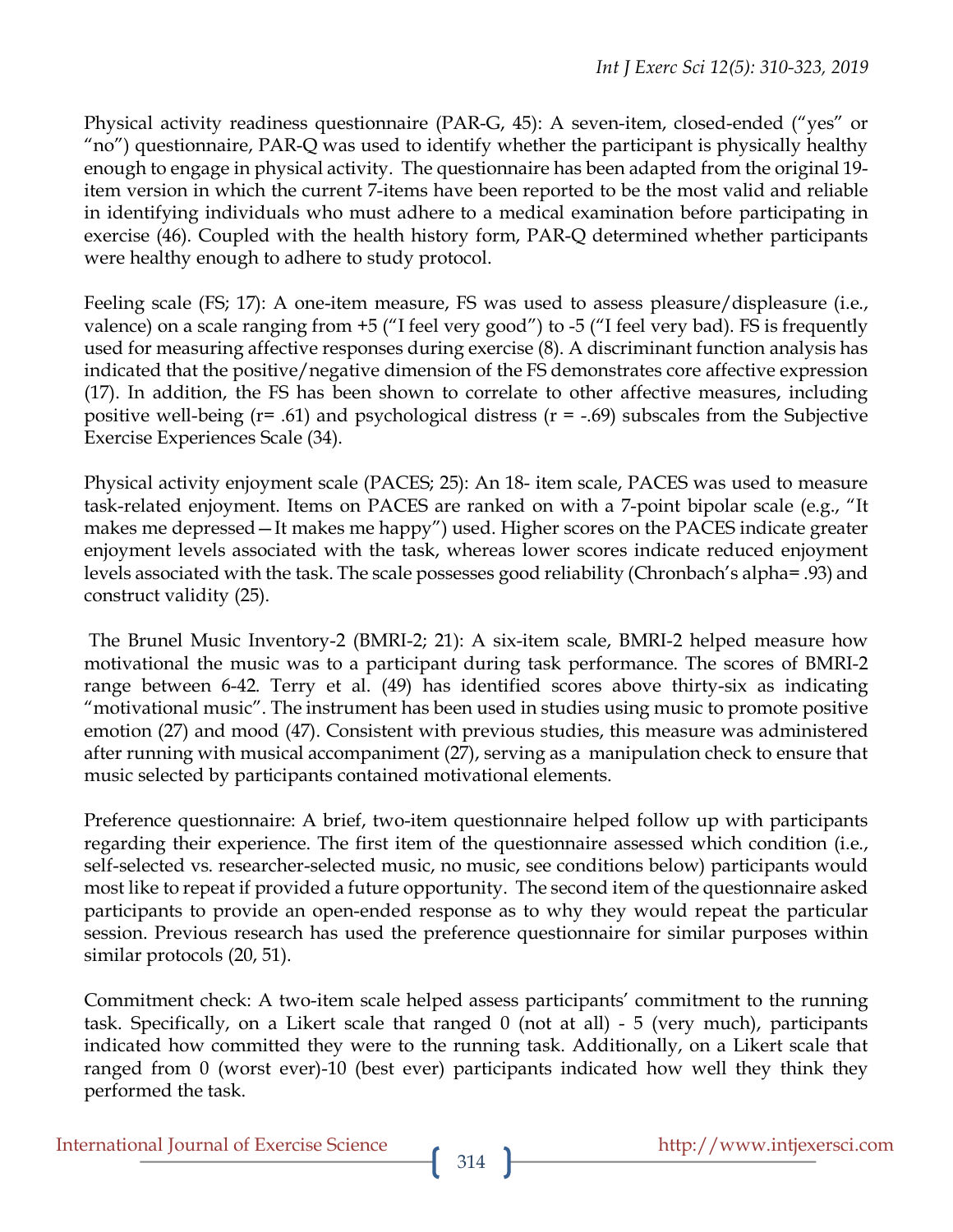Physical activity readiness questionnaire (PAR-G, 45): A seven-item, closed-ended ("yes" or "no") questionnaire, PAR-Q was used to identify whether the participant is physically healthy enough to engage in physical activity. The questionnaire has been adapted from the original 19-item version in which the current 7-items have been reported to be the most valid and reliable in identifying individuals who must adhere to a medical examination before participating in exercise (46). Coupled with the health history form, PAR-Q determined whether participants were healthy enough to adhere to study protocol.

Feeling scale (FS; 17): A one-item measure, FS was used to assess pleasure/displeasure (i.e., valence) on a scale ranging from +5 ("I feel very good") to -5 ("I feel very bad). FS is frequently used for measuring affective responses during exercise (8). A discriminant function analysis has indicated that the positive/negative dimension of the FS demonstrates core affective expression (17). In addition, the FS has been shown to correlate to other affective measures, including positive well-being (r= .61) and psychological distress (r = -.69) subscales from the Subjective Exercise Experiences Scale (34).

Physical activity enjoyment scale (PACES; 25): An 18- item scale, PACES was used to measure task-related enjoyment. Items on PACES are ranked on with a 7-point bipolar scale (e.g., "It makes me depressed—It makes me happy") used. Higher scores on the PACES indicate greater enjoyment levels associated with the task, whereas lower scores indicate reduced enjoyment levels associated with the task. The scale possesses good reliability (Chronbach's alpha= .93) and construct validity (25).

The Brunel Music Inventory-2 (BMRI-2; 21): A six-item scale, BMRI-2 helped measure how motivational the music was to a participant during task performance. The scores of BMRI-2 range between 6-42. Terry et al. (49) has identified scores above thirty-six as indicating "motivational music". The instrument has been used in studies using music to promote positive emotion (27) and mood (47). Consistent with previous studies, this measure was administered after running with musical accompaniment (27), serving as a manipulation check to ensure that music selected by participants contained motivational elements.

Preference questionnaire: A brief, two-item questionnaire helped follow up with participants regarding their experience. The first item of the questionnaire assessed which condition (i.e., self-selected vs. researcher-selected music, no music, see conditions below) participants would most like to repeat if provided a future opportunity. The second item of the questionnaire asked participants to provide an open-ended response as to why they would repeat the particular session. Previous research has used the preference questionnaire for similar purposes within similar protocols (20, 51).

Commitment check: A two-item scale helped assess participants' commitment to the running task. Specifically, on a Likert scale that ranged 0 (not at all) - 5 (very much), participants indicated how committed they were to the running task. Additionally, on a Likert scale that ranged from 0 (worst ever)-10 (best ever) participants indicated how well they think they performed the task.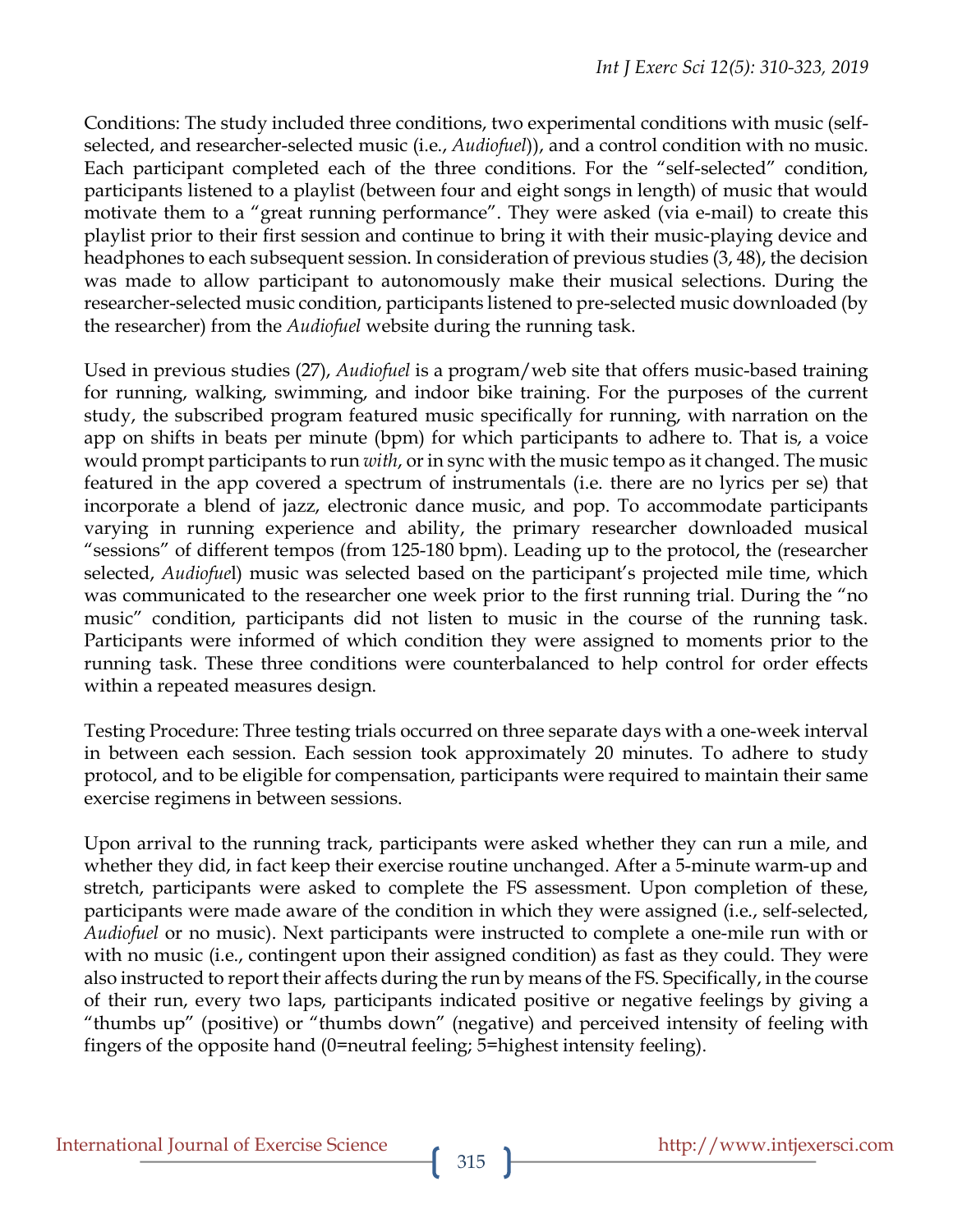Conditions: The study included three conditions, two experimental conditions with music (self-selected, and researcher-selected music (i.e., *Audiofuel*)), and a control condition with no music. Each participant completed each of the three conditions. For the "self-selected" condition, participants listened to a playlist (between four and eight songs in length) of music that would motivate them to a "great running performance". They were asked (via e-mail) to create this playlist prior to their first session and continue to bring it with their music-playing device and headphones to each subsequent session. In consideration of previous studies (3, 48), the decision was made to allow participant to autonomously make their musical selections. During the researcher-selected music condition, participants listened to pre-selected music downloaded (by the researcher) from the *Audiofuel* website during the running task.

Used in previous studies (27), *Audiofuel* is a program/web site that offers music-based training for running, walking, swimming, and indoor bike training. For the purposes of the current study, the subscribed program featured music specifically for running, with narration on the app on shifts in beats per minute (bpm) for which participants to adhere to. That is, a voice would prompt participants to run *with*, or in sync with the music tempo as it changed. The music featured in the app covered a spectrum of instrumentals (i.e. there are no lyrics per se) that incorporate a blend of jazz, electronic dance music, and pop. To accommodate participants varying in running experience and ability, the primary researcher downloaded musical "sessions" of different tempos (from 125-180 bpm). Leading up to the protocol, the (researcher selected, *Audiofuel*) music was selected based on the participant's projected mile time, which was communicated to the researcher one week prior to the first running trial. During the "no music" condition, participants did not listen to music in the course of the running task. Participants were informed of which condition they were assigned to moments prior to the running task. These three conditions were counterbalanced to help control for order effects within a repeated measures design.

Testing Procedure: Three testing trials occurred on three separate days with a one-week interval in between each session. Each session took approximately 20 minutes. To adhere to study protocol, and to be eligible for compensation, participants were required to maintain their same exercise regimens in between sessions.

Upon arrival to the running track, participants were asked whether they can run a mile, and whether they did, in fact keep their exercise routine unchanged. After a 5-minute warm-up and stretch, participants were asked to complete the FS assessment. Upon completion of these, participants were made aware of the condition in which they were assigned (i.e., self-selected, *Audiofuel* or no music). Next participants were instructed to complete a one-mile run with or with no music (i.e., contingent upon their assigned condition) as fast as they could. They were also instructed to report their affects during the run by means of the FS. Specifically, in the course of their run, every two laps, participants indicated positive or negative feelings by giving a "thumbs up" (positive) or "thumbs down" (negative) and perceived intensity of feeling with fingers of the opposite hand (0=neutral feeling; 5=highest intensity feeling).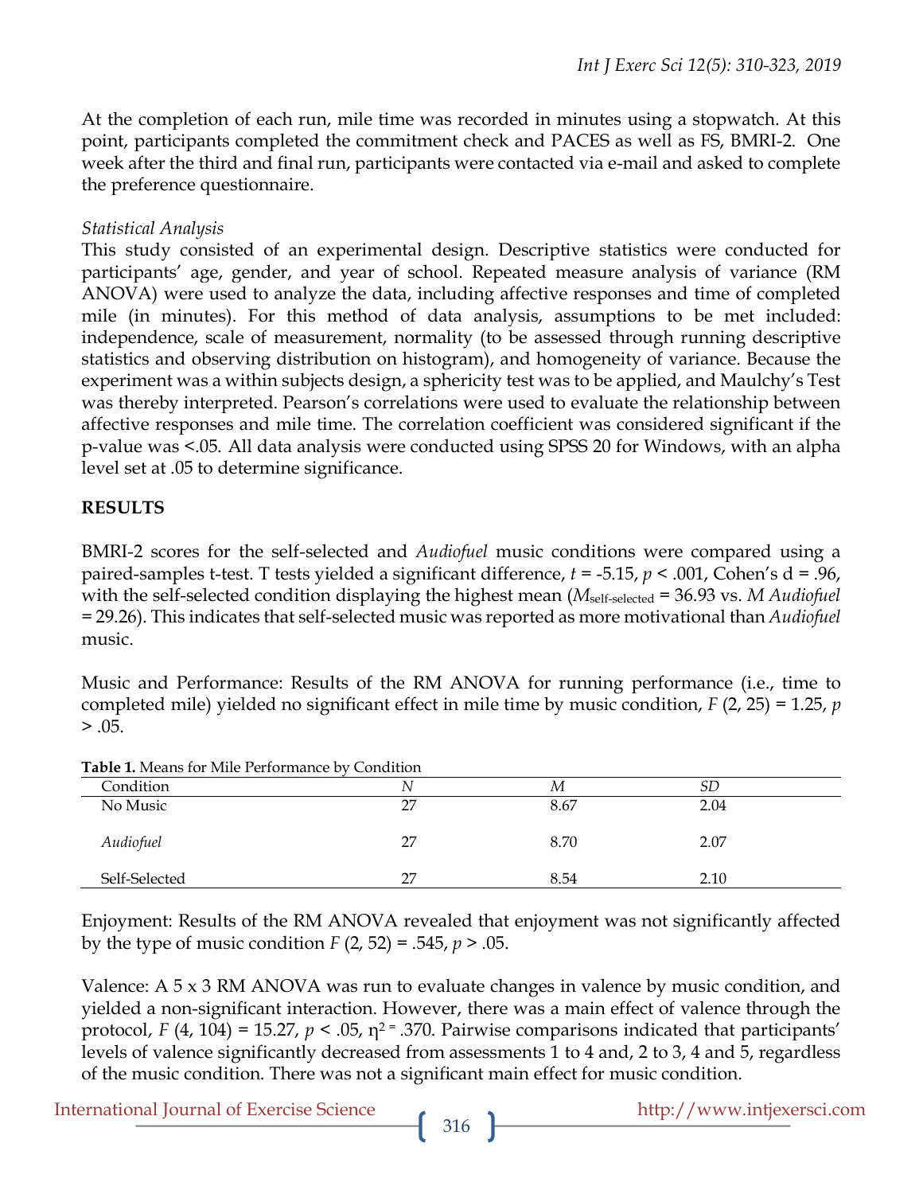At the completion of each run, mile time was recorded in minutes using a stopwatch. At this point, participants completed the commitment check and PACES as well as FS, BMRI-2. One week after the third and final run, participants were contacted via e-mail and asked to complete the preference questionnaire.

*Statistical Analysis*

This study consisted of an experimental design. Descriptive statistics were conducted for participants' age, gender, and year of school. Repeated measure analysis of variance (RM ANOVA) were used to analyze the data, including affective responses and time of completed mile (in minutes). For this method of data analysis, assumptions to be met included: independence, scale of measurement, normality (to be assessed through running descriptive statistics and observing distribution on histogram), and homogeneity of variance. Because the experiment was a within subjects design, a sphericity test was to be applied, and Maulchy's Test was thereby interpreted. Pearson's correlations were used to evaluate the relationship between affective responses and mile time. The correlation coefficient was considered significant if the p-value was <.05. All data analysis were conducted using SPSS 20 for Windows, with an alpha level set at .05 to determine significance.

## RESULTS

BMRI-2 scores for the self-selected and *Audiofuel* music conditions were compared using a paired-samples t-test. T tests yielded a significant difference, $t$ = -5.15, $p$ < .001, Cohen's d = .96, with the self-selected condition displaying the highest mean ($M_{\text{self-selected}}$ = 36.93 vs. $M$ *Audiofuel* = 29.26). This indicates that self-selected music was reported as more motivational than *Audiofuel* music.

Music and Performance: Results of the RM ANOVA for running performance (i.e., time to completed mile) yielded no significant effect in mile time by music condition, $F$ (2, 25) = 1.25, $p$ > .05.

**Table 1.** Means for Mile Performance by Condition

| Condition | $N$ | $M$ | $SD$ |
|---|---|---|---|
| No Music | 27 | 8.67 | 2.04 |
| *Audiofuel* | 27 | 8.70 | 2.07 |
| Self-Selected | 27 | 8.54 | 2.10 |

Enjoyment: Results of the RM ANOVA revealed that enjoyment was not significantly affected by the type of music condition $F$ (2, 52) = .545, $p$ > .05.

Valence: A 5 x 3 RM ANOVA was run to evaluate changes in valence by music condition, and yielded a non-significant interaction. However, there was a main effect of valence through the protocol, $F$ (4, 104) = 15.27, $p$ < .05, $\eta^2$ = .370. Pairwise comparisons indicated that participants' levels of valence significantly decreased from assessments 1 to 4 and, 2 to 3, 4 and 5, regardless of the music condition. There was not a significant main effect for music condition.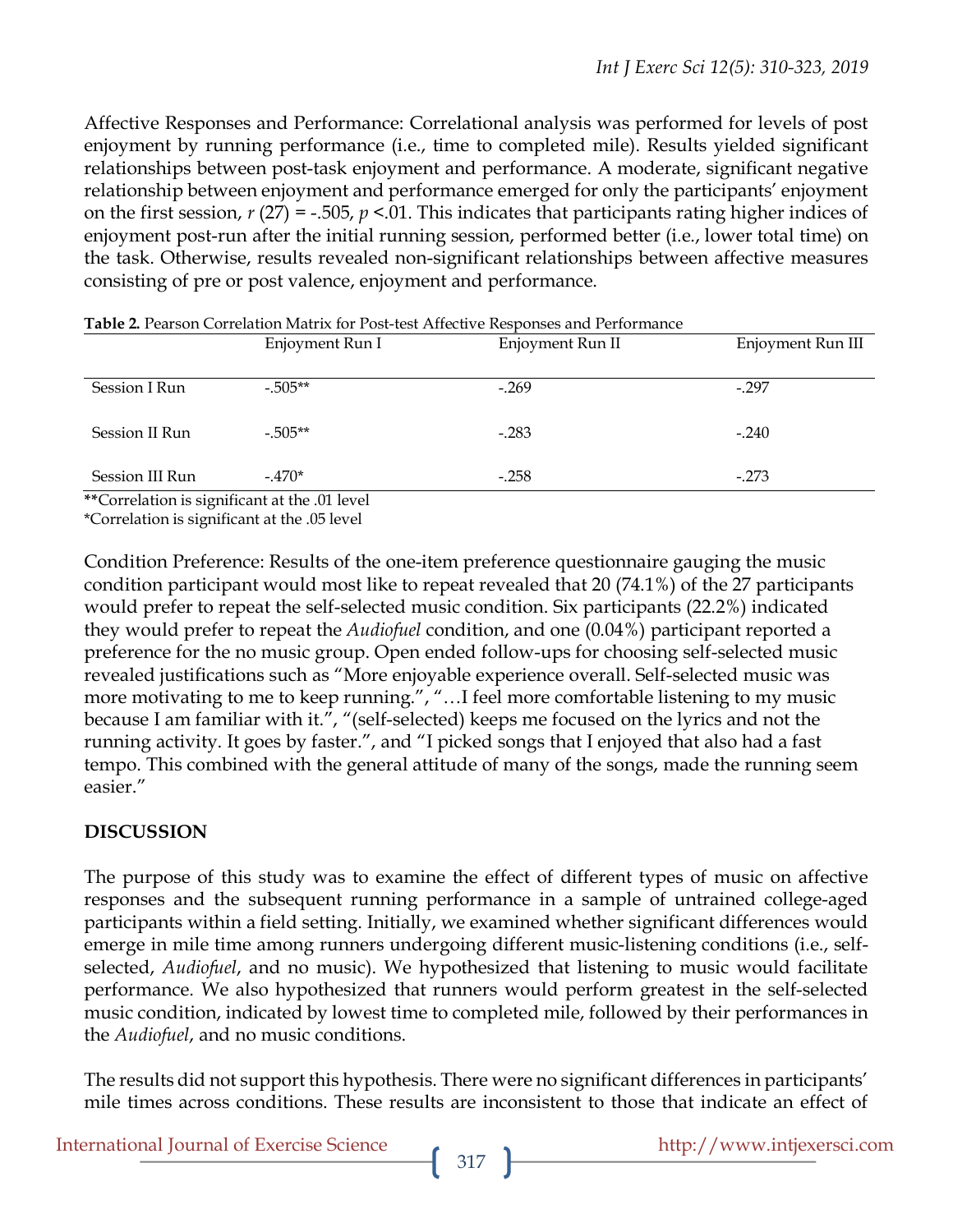Affective Responses and Performance: Correlational analysis was performed for levels of post enjoyment by running performance (i.e., time to completed mile). Results yielded significant relationships between post-task enjoyment and performance. A moderate, significant negative relationship between enjoyment and performance emerged for only the participants' enjoyment on the first session, $r\ (27) = -.505$, $p < .01$. This indicates that participants rating higher indices of enjoyment post-run after the initial running session, performed better (i.e., lower total time) on the task. Otherwise, results revealed non-significant relationships between affective measures consisting of pre or post valence, enjoyment and performance.

**Table 2.** Pearson Correlation Matrix for Post-test Affective Responses and Performance

| | Enjoyment Run I | Enjoyment Run II | Enjoyment Run III |
|---|---|---|---|
| Session I Run | -.505** | -.269 | -.297 |
| Session II Run | -.505** | -.283 | -.240 |
| Session III Run | -.470* | -.258 | -.273 |

**Correlation is significant at the .01 level
*Correlation is significant at the .05 level

Condition Preference: Results of the one-item preference questionnaire gauging the music condition participant would most like to repeat revealed that 20 (74.1%) of the 27 participants would prefer to repeat the self-selected music condition. Six participants (22.2%) indicated they would prefer to repeat the *Audiofuel* condition, and one (0.04%) participant reported a preference for the no music group. Open ended follow-ups for choosing self-selected music revealed justifications such as "More enjoyable experience overall. Self-selected music was more motivating to me to keep running.", "…I feel more comfortable listening to my music because I am familiar with it.", "(self-selected) keeps me focused on the lyrics and not the running activity. It goes by faster.", and "I picked songs that I enjoyed that also had a fast tempo. This combined with the general attitude of many of the songs, made the running seem easier."

## DISCUSSION

The purpose of this study was to examine the effect of different types of music on affective responses and the subsequent running performance in a sample of untrained college-aged participants within a field setting. Initially, we examined whether significant differences would emerge in mile time among runners undergoing different music-listening conditions (i.e., self-selected, *Audiofuel*, and no music). We hypothesized that listening to music would facilitate performance. We also hypothesized that runners would perform greatest in the self-selected music condition, indicated by lowest time to completed mile, followed by their performances in the *Audiofuel*, and no music conditions.

The results did not support this hypothesis. There were no significant differences in participants' mile times across conditions. These results are inconsistent to those that indicate an effect of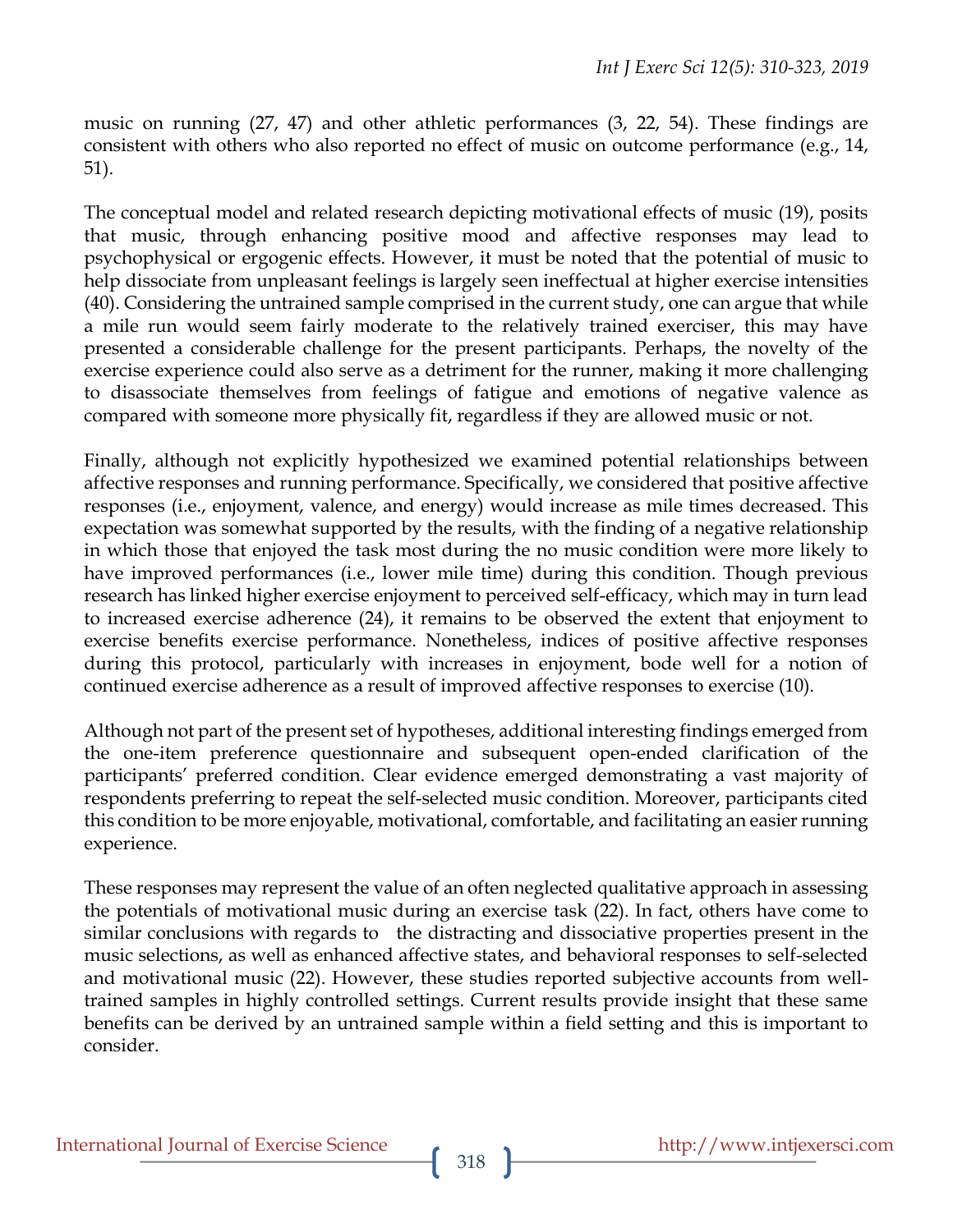music on running (27, 47) and other athletic performances (3, 22, 54). These findings are consistent with others who also reported no effect of music on outcome performance (e.g., 14, 51).

The conceptual model and related research depicting motivational effects of music (19), posits that music, through enhancing positive mood and affective responses may lead to psychophysical or ergogenic effects. However, it must be noted that the potential of music to help dissociate from unpleasant feelings is largely seen ineffectual at higher exercise intensities (40). Considering the untrained sample comprised in the current study, one can argue that while a mile run would seem fairly moderate to the relatively trained exerciser, this may have presented a considerable challenge for the present participants. Perhaps, the novelty of the exercise experience could also serve as a detriment for the runner, making it more challenging to disassociate themselves from feelings of fatigue and emotions of negative valence as compared with someone more physically fit, regardless if they are allowed music or not.

Finally, although not explicitly hypothesized we examined potential relationships between affective responses and running performance. Specifically, we considered that positive affective responses (i.e., enjoyment, valence, and energy) would increase as mile times decreased. This expectation was somewhat supported by the results, with the finding of a negative relationship in which those that enjoyed the task most during the no music condition were more likely to have improved performances (i.e., lower mile time) during this condition. Though previous research has linked higher exercise enjoyment to perceived self-efficacy, which may in turn lead to increased exercise adherence (24), it remains to be observed the extent that enjoyment to exercise benefits exercise performance. Nonetheless, indices of positive affective responses during this protocol, particularly with increases in enjoyment, bode well for a notion of continued exercise adherence as a result of improved affective responses to exercise (10).

Although not part of the present set of hypotheses, additional interesting findings emerged from the one-item preference questionnaire and subsequent open-ended clarification of the participants' preferred condition. Clear evidence emerged demonstrating a vast majority of respondents preferring to repeat the self-selected music condition. Moreover, participants cited this condition to be more enjoyable, motivational, comfortable, and facilitating an easier running experience.

These responses may represent the value of an often neglected qualitative approach in assessing the potentials of motivational music during an exercise task (22). In fact, others have come to similar conclusions with regards to the distracting and dissociative properties present in the music selections, as well as enhanced affective states, and behavioral responses to self-selected and motivational music (22). However, these studies reported subjective accounts from well-trained samples in highly controlled settings. Current results provide insight that these same benefits can be derived by an untrained sample within a field setting and this is important to consider.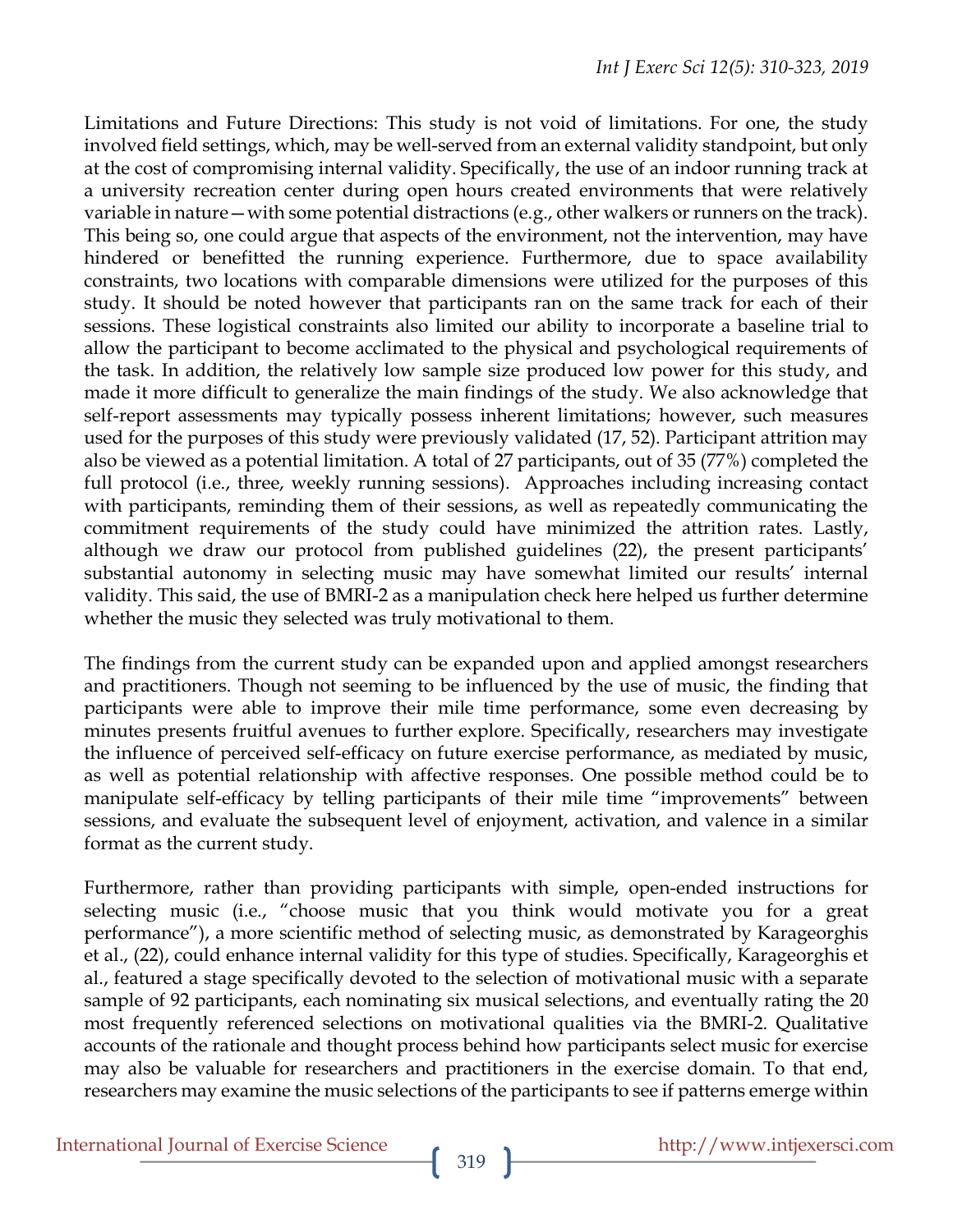Limitations and Future Directions: This study is not void of limitations. For one, the study involved field settings, which, may be well-served from an external validity standpoint, but only at the cost of compromising internal validity. Specifically, the use of an indoor running track at a university recreation center during open hours created environments that were relatively variable in nature—with some potential distractions (e.g., other walkers or runners on the track). This being so, one could argue that aspects of the environment, not the intervention, may have hindered or benefitted the running experience. Furthermore, due to space availability constraints, two locations with comparable dimensions were utilized for the purposes of this study. It should be noted however that participants ran on the same track for each of their sessions. These logistical constraints also limited our ability to incorporate a baseline trial to allow the participant to become acclimated to the physical and psychological requirements of the task. In addition, the relatively low sample size produced low power for this study, and made it more difficult to generalize the main findings of the study. We also acknowledge that self-report assessments may typically possess inherent limitations; however, such measures used for the purposes of this study were previously validated (17, 52). Participant attrition may also be viewed as a potential limitation. A total of 27 participants, out of 35 (77%) completed the full protocol (i.e., three, weekly running sessions). Approaches including increasing contact with participants, reminding them of their sessions, as well as repeatedly communicating the commitment requirements of the study could have minimized the attrition rates. Lastly, although we draw our protocol from published guidelines (22), the present participants' substantial autonomy in selecting music may have somewhat limited our results' internal validity. This said, the use of BMRI-2 as a manipulation check here helped us further determine whether the music they selected was truly motivational to them.

The findings from the current study can be expanded upon and applied amongst researchers and practitioners. Though not seeming to be influenced by the use of music, the finding that participants were able to improve their mile time performance, some even decreasing by minutes presents fruitful avenues to further explore. Specifically, researchers may investigate the influence of perceived self-efficacy on future exercise performance, as mediated by music, as well as potential relationship with affective responses. One possible method could be to manipulate self-efficacy by telling participants of their mile time "improvements" between sessions, and evaluate the subsequent level of enjoyment, activation, and valence in a similar format as the current study.

Furthermore, rather than providing participants with simple, open-ended instructions for selecting music (i.e., "choose music that you think would motivate you for a great performance"), a more scientific method of selecting music, as demonstrated by Karageorghis et al., (22), could enhance internal validity for this type of studies. Specifically, Karageorghis et al., featured a stage specifically devoted to the selection of motivational music with a separate sample of 92 participants, each nominating six musical selections, and eventually rating the 20 most frequently referenced selections on motivational qualities via the BMRI-2. Qualitative accounts of the rationale and thought process behind how participants select music for exercise may also be valuable for researchers and practitioners in the exercise domain. To that end, researchers may examine the music selections of the participants to see if patterns emerge within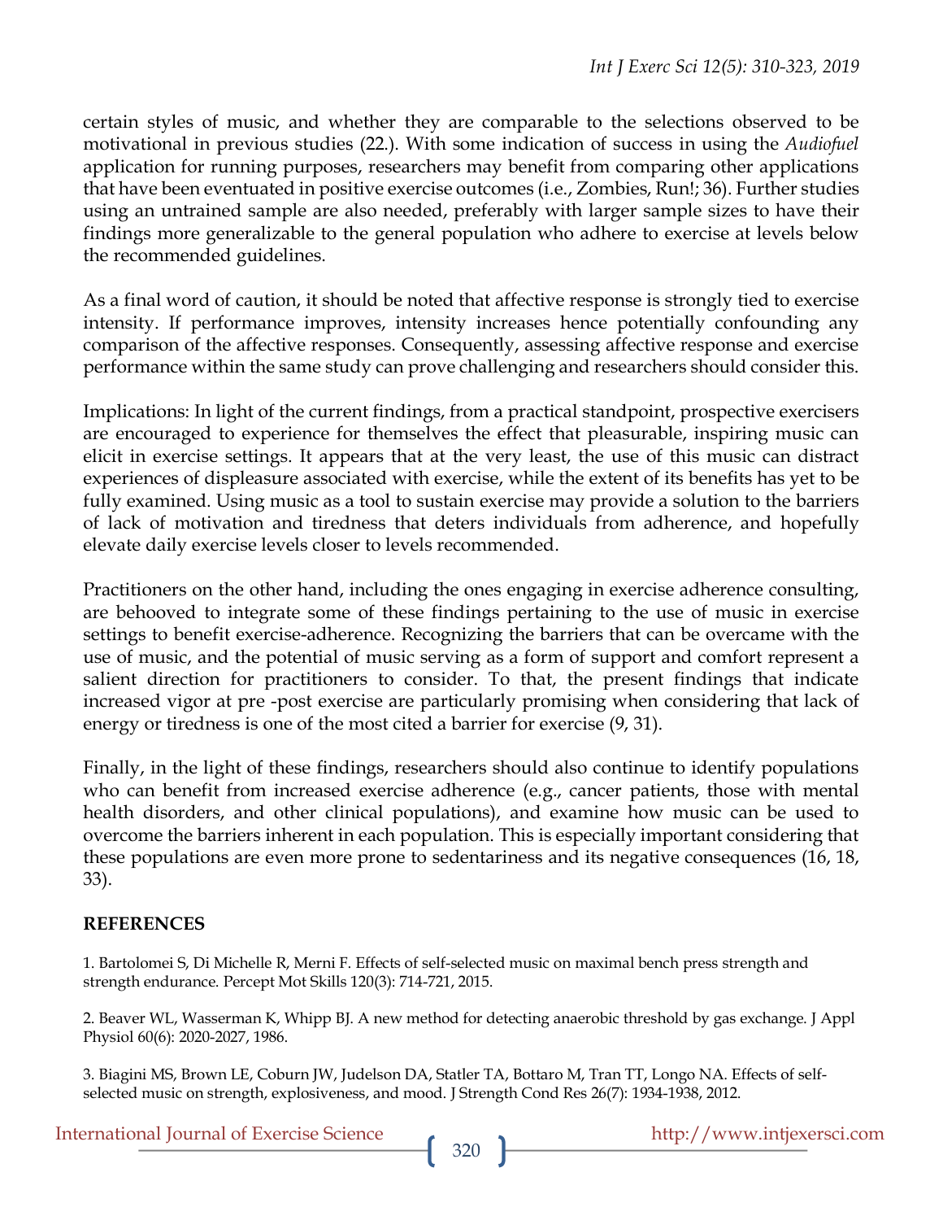certain styles of music, and whether they are comparable to the selections observed to be motivational in previous studies (22.). With some indication of success in using the *Audiofuel* application for running purposes, researchers may benefit from comparing other applications that have been eventuated in positive exercise outcomes (i.e., Zombies, Run!; 36). Further studies using an untrained sample are also needed, preferably with larger sample sizes to have their findings more generalizable to the general population who adhere to exercise at levels below the recommended guidelines.

As a final word of caution, it should be noted that affective response is strongly tied to exercise intensity. If performance improves, intensity increases hence potentially confounding any comparison of the affective responses. Consequently, assessing affective response and exercise performance within the same study can prove challenging and researchers should consider this.

Implications: In light of the current findings, from a practical standpoint, prospective exercisers are encouraged to experience for themselves the effect that pleasurable, inspiring music can elicit in exercise settings. It appears that at the very least, the use of this music can distract experiences of displeasure associated with exercise, while the extent of its benefits has yet to be fully examined. Using music as a tool to sustain exercise may provide a solution to the barriers of lack of motivation and tiredness that deters individuals from adherence, and hopefully elevate daily exercise levels closer to levels recommended.

Practitioners on the other hand, including the ones engaging in exercise adherence consulting, are behooved to integrate some of these findings pertaining to the use of music in exercise settings to benefit exercise-adherence. Recognizing the barriers that can be overcame with the use of music, and the potential of music serving as a form of support and comfort represent a salient direction for practitioners to consider. To that, the present findings that indicate increased vigor at pre -post exercise are particularly promising when considering that lack of energy or tiredness is one of the most cited a barrier for exercise (9, 31).

Finally, in the light of these findings, researchers should also continue to identify populations who can benefit from increased exercise adherence (e.g., cancer patients, those with mental health disorders, and other clinical populations), and examine how music can be used to overcome the barriers inherent in each population. This is especially important considering that these populations are even more prone to sedentariness and its negative consequences (16, 18, 33).

## REFERENCES

1. Bartolomei S, Di Michelle R, Merni F. Effects of self-selected music on maximal bench press strength and strength endurance. Percept Mot Skills 120(3): 714-721, 2015.

2. Beaver WL, Wasserman K, Whipp BJ. A new method for detecting anaerobic threshold by gas exchange. J Appl Physiol 60(6): 2020-2027, 1986.

3. Biagini MS, Brown LE, Coburn JW, Judelson DA, Statler TA, Bottaro M, Tran TT, Longo NA. Effects of self-selected music on strength, explosiveness, and mood. J Strength Cond Res 26(7): 1934-1938, 2012.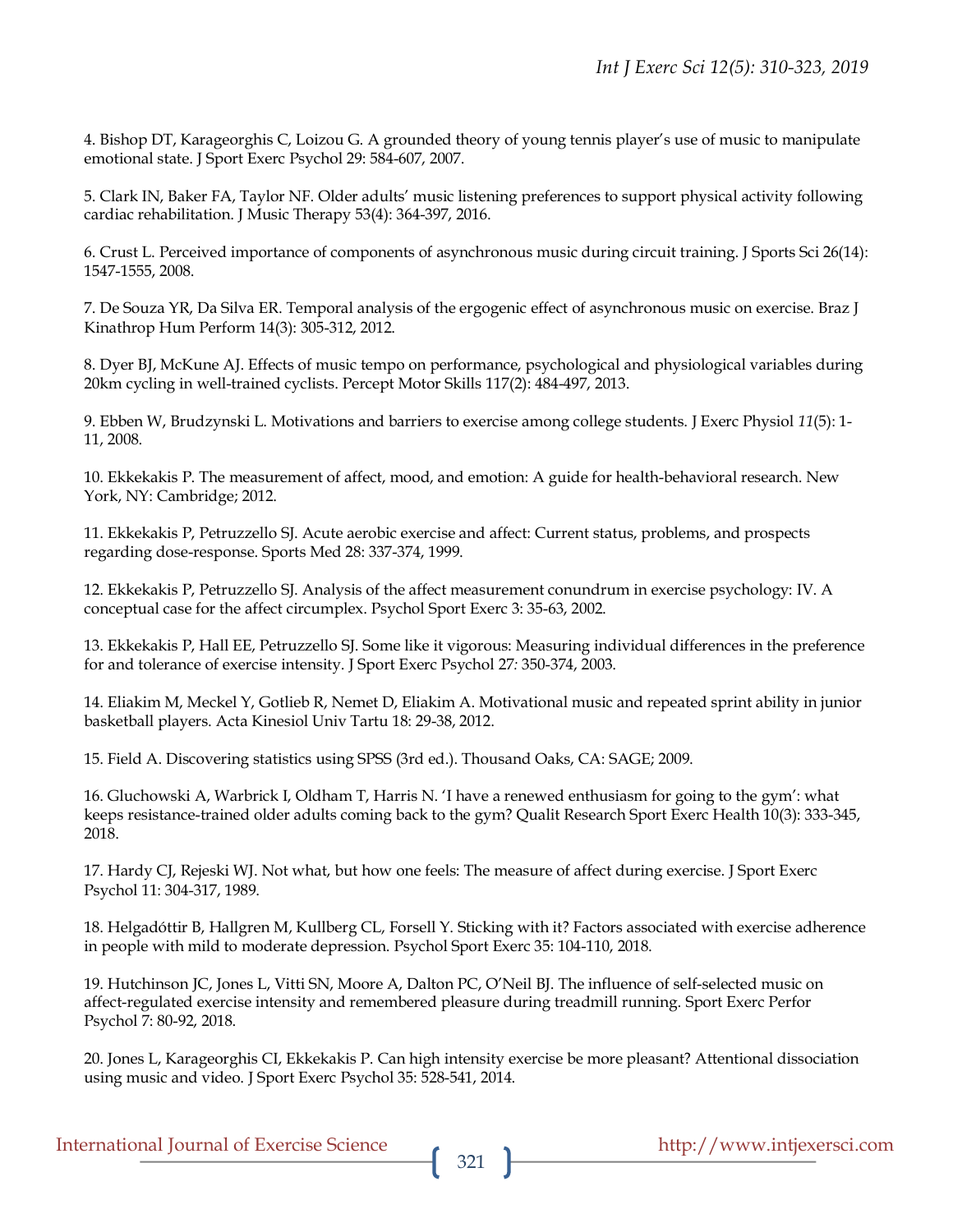4. Bishop DT, Karageorghis C, Loizou G. A grounded theory of young tennis player's use of music to manipulate emotional state. J Sport Exerc Psychol 29: 584-607, 2007.

5. Clark IN, Baker FA, Taylor NF. Older adults' music listening preferences to support physical activity following cardiac rehabilitation. J Music Therapy 53(4): 364-397, 2016.

6. Crust L. Perceived importance of components of asynchronous music during circuit training. J Sports Sci 26(14): 1547-1555, 2008.

7. De Souza YR, Da Silva ER. Temporal analysis of the ergogenic effect of asynchronous music on exercise. Braz J Kinathrop Hum Perform 14(3): 305-312, 2012.

8. Dyer BJ, McKune AJ. Effects of music tempo on performance, psychological and physiological variables during 20km cycling in well-trained cyclists. Percept Motor Skills 117(2): 484-497, 2013.

9. Ebben W, Brudzynski L. Motivations and barriers to exercise among college students. J Exerc Physiol *11*(5): 1-11, 2008.

10. Ekkekakis P. The measurement of affect, mood, and emotion: A guide for health-behavioral research. New York, NY: Cambridge; 2012.

11. Ekkekakis P, Petruzzello SJ. Acute aerobic exercise and affect: Current status, problems, and prospects regarding dose-response. Sports Med 28: 337-374, 1999.

12. Ekkekakis P, Petruzzello SJ. Analysis of the affect measurement conundrum in exercise psychology: IV. A conceptual case for the affect circumplex. Psychol Sport Exerc 3: 35-63, 2002.

13. Ekkekakis P, Hall EE, Petruzzello SJ. Some like it vigorous: Measuring individual differences in the preference for and tolerance of exercise intensity. J Sport Exerc Psychol 27*:* 350-374, 2003.

14. Eliakim M, Meckel Y, Gotlieb R, Nemet D, Eliakim A. Motivational music and repeated sprint ability in junior basketball players. Acta Kinesiol Univ Tartu 18: 29-38, 2012.

15. Field A. Discovering statistics using SPSS (3rd ed.). Thousand Oaks, CA: SAGE; 2009.

16. Gluchowski A, Warbrick I, Oldham T, Harris N. 'I have a renewed enthusiasm for going to the gym': what keeps resistance-trained older adults coming back to the gym? Qualit Research Sport Exerc Health 10(3): 333-345, 2018.

17. Hardy CJ, Rejeski WJ. Not what, but how one feels: The measure of affect during exercise. J Sport Exerc Psychol 11: 304-317, 1989.

18. Helgadóttir B, Hallgren M, Kullberg CL, Forsell Y. Sticking with it? Factors associated with exercise adherence in people with mild to moderate depression. Psychol Sport Exerc 35: 104-110, 2018.

19. Hutchinson JC, Jones L, Vitti SN, Moore A, Dalton PC, O'Neil BJ. The influence of self-selected music on affect-regulated exercise intensity and remembered pleasure during treadmill running. Sport Exerc Perfor Psychol 7: 80-92, 2018.

20. Jones L, Karageorghis CI, Ekkekakis P. Can high intensity exercise be more pleasant? Attentional dissociation using music and video. J Sport Exerc Psychol 35: 528-541, 2014.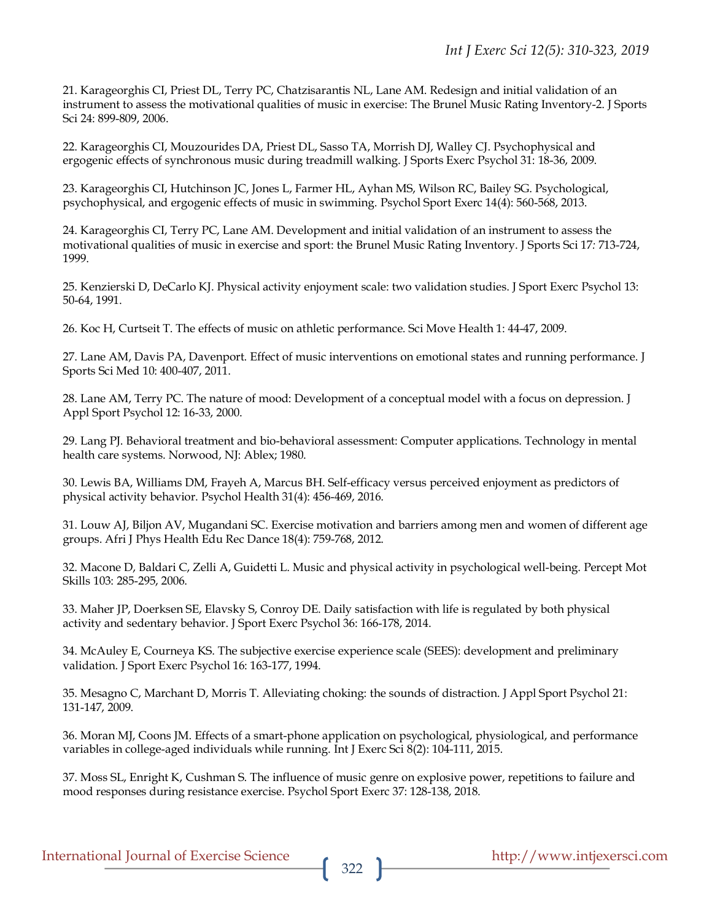21. Karageorghis CI, Priest DL, Terry PC, Chatzisarantis NL, Lane AM. Redesign and initial validation of an instrument to assess the motivational qualities of music in exercise: The Brunel Music Rating Inventory-2. J Sports Sci 24: 899-809, 2006.

22. Karageorghis CI, Mouzourides DA, Priest DL, Sasso TA, Morrish DJ, Walley CJ. Psychophysical and ergogenic effects of synchronous music during treadmill walking. J Sports Exerc Psychol 31: 18-36, 2009.

23. Karageorghis CI, Hutchinson JC, Jones L, Farmer HL, Ayhan MS, Wilson RC, Bailey SG. Psychological, psychophysical, and ergogenic effects of music in swimming. Psychol Sport Exerc 14(4): 560-568, 2013.

24. Karageorghis CI, Terry PC, Lane AM. Development and initial validation of an instrument to assess the motivational qualities of music in exercise and sport: the Brunel Music Rating Inventory. J Sports Sci 17: 713-724, 1999.

25. Kenzierski D, DeCarlo KJ. Physical activity enjoyment scale: two validation studies. J Sport Exerc Psychol 13: 50-64, 1991.

26. Koc H, Curtseit T. The effects of music on athletic performance. Sci Move Health 1: 44-47, 2009.

27. Lane AM, Davis PA, Davenport. Effect of music interventions on emotional states and running performance. J Sports Sci Med 10: 400-407, 2011.

28. Lane AM, Terry PC. The nature of mood: Development of a conceptual model with a focus on depression. J Appl Sport Psychol 12: 16-33, 2000.

29. Lang PJ. Behavioral treatment and bio-behavioral assessment: Computer applications. Technology in mental health care systems. Norwood, NJ: Ablex; 1980.

30. Lewis BA, Williams DM, Frayeh A, Marcus BH. Self-efficacy versus perceived enjoyment as predictors of physical activity behavior. Psychol Health 31(4): 456-469, 2016.

31. Louw AJ, Biljon AV, Mugandani SC. Exercise motivation and barriers among men and women of different age groups. Afri J Phys Health Edu Rec Dance 18(4): 759-768, 2012.

32. Macone D, Baldari C, Zelli A, Guidetti L. Music and physical activity in psychological well-being. Percept Mot Skills 103: 285-295, 2006.

33. Maher JP, Doerksen SE, Elavsky S, Conroy DE. Daily satisfaction with life is regulated by both physical activity and sedentary behavior. J Sport Exerc Psychol 36: 166-178, 2014.

34. McAuley E, Courneya KS. The subjective exercise experience scale (SEES): development and preliminary validation. J Sport Exerc Psychol 16: 163-177, 1994.

35. Mesagno C, Marchant D, Morris T. Alleviating choking: the sounds of distraction. J Appl Sport Psychol 21: 131-147, 2009.

36. Moran MJ, Coons JM. Effects of a smart-phone application on psychological, physiological, and performance variables in college-aged individuals while running. Int J Exerc Sci 8(2): 104-111, 2015.

37. Moss SL, Enright K, Cushman S. The influence of music genre on explosive power, repetitions to failure and mood responses during resistance exercise. Psychol Sport Exerc 37: 128-138, 2018.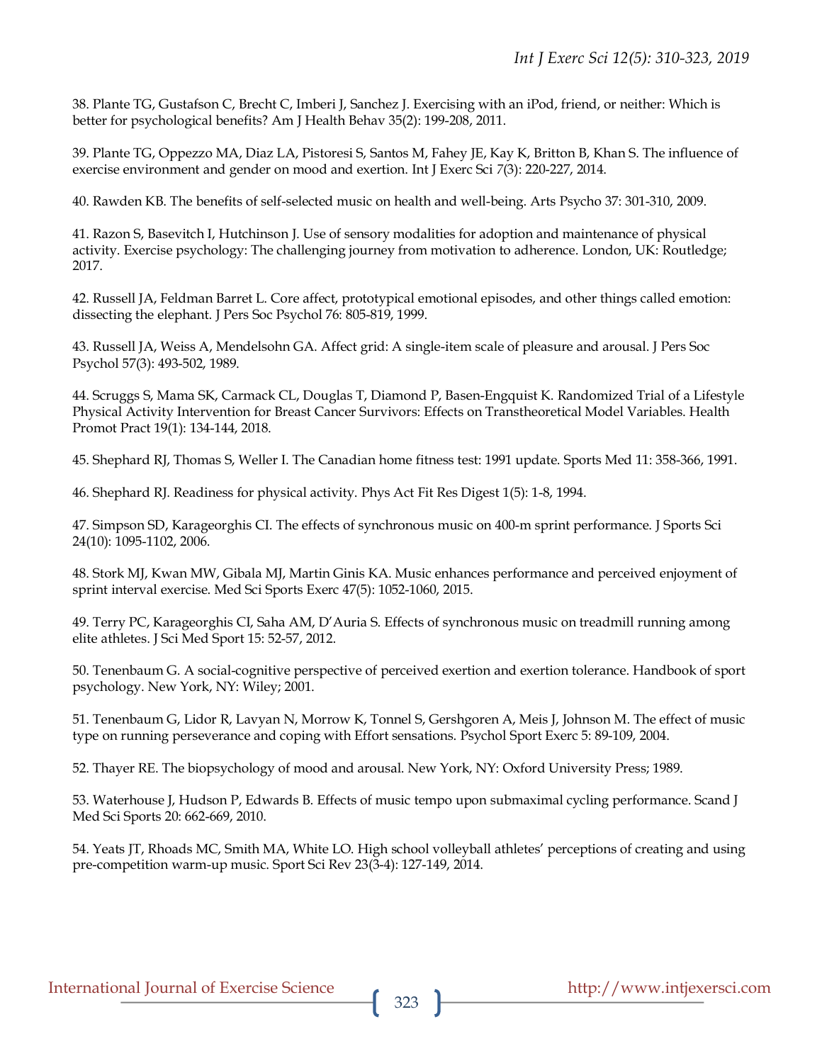38. Plante TG, Gustafson C, Brecht C, Imberi J, Sanchez J. Exercising with an iPod, friend, or neither: Which is better for psychological benefits? Am J Health Behav 35(2): 199-208, 2011.

39. Plante TG, Oppezzo MA, Diaz LA, Pistoresi S, Santos M, Fahey JE, Kay K, Britton B, Khan S. The influence of exercise environment and gender on mood and exertion. Int J Exerc Sci 7(3): 220-227, 2014.

40. Rawden KB. The benefits of self-selected music on health and well-being. Arts Psycho 37: 301-310, 2009.

41. Razon S, Basevitch I, Hutchinson J. Use of sensory modalities for adoption and maintenance of physical activity. Exercise psychology: The challenging journey from motivation to adherence. London, UK: Routledge; 2017.

42. Russell JA, Feldman Barret L. Core affect, prototypical emotional episodes, and other things called emotion: dissecting the elephant. J Pers Soc Psychol 76: 805-819, 1999.

43. Russell JA, Weiss A, Mendelsohn GA. Affect grid: A single-item scale of pleasure and arousal. J Pers Soc Psychol 57(3): 493-502, 1989.

44. Scruggs S, Mama SK, Carmack CL, Douglas T, Diamond P, Basen-Engquist K. Randomized Trial of a Lifestyle Physical Activity Intervention for Breast Cancer Survivors: Effects on Transtheoretical Model Variables. Health Promot Pract 19(1): 134-144, 2018.

45. Shephard RJ, Thomas S, Weller I. The Canadian home fitness test: 1991 update. Sports Med 11: 358-366, 1991.

46. Shephard RJ. Readiness for physical activity. Phys Act Fit Res Digest 1(5): 1-8, 1994.

47. Simpson SD, Karageorghis CI. The effects of synchronous music on 400-m sprint performance. J Sports Sci 24(10): 1095-1102, 2006.

48. Stork MJ, Kwan MW, Gibala MJ, Martin Ginis KA. Music enhances performance and perceived enjoyment of sprint interval exercise. Med Sci Sports Exerc 47(5): 1052-1060, 2015.

49. Terry PC, Karageorghis CI, Saha AM, D'Auria S. Effects of synchronous music on treadmill running among elite athletes. J Sci Med Sport 15: 52-57, 2012.

50. Tenenbaum G. A social-cognitive perspective of perceived exertion and exertion tolerance. Handbook of sport psychology. New York, NY: Wiley; 2001.

51. Tenenbaum G, Lidor R, Lavyan N, Morrow K, Tonnel S, Gershgoren A, Meis J, Johnson M. The effect of music type on running perseverance and coping with Effort sensations. Psychol Sport Exerc 5: 89-109, 2004.

52. Thayer RE. The biopsychology of mood and arousal. New York, NY: Oxford University Press; 1989.

53. Waterhouse J, Hudson P, Edwards B. Effects of music tempo upon submaximal cycling performance. Scand J Med Sci Sports 20: 662-669, 2010.

54. Yeats JT, Rhoads MC, Smith MA, White LO. High school volleyball athletes' perceptions of creating and using pre-competition warm-up music. Sport Sci Rev 23(3-4): 127-149, 2014.